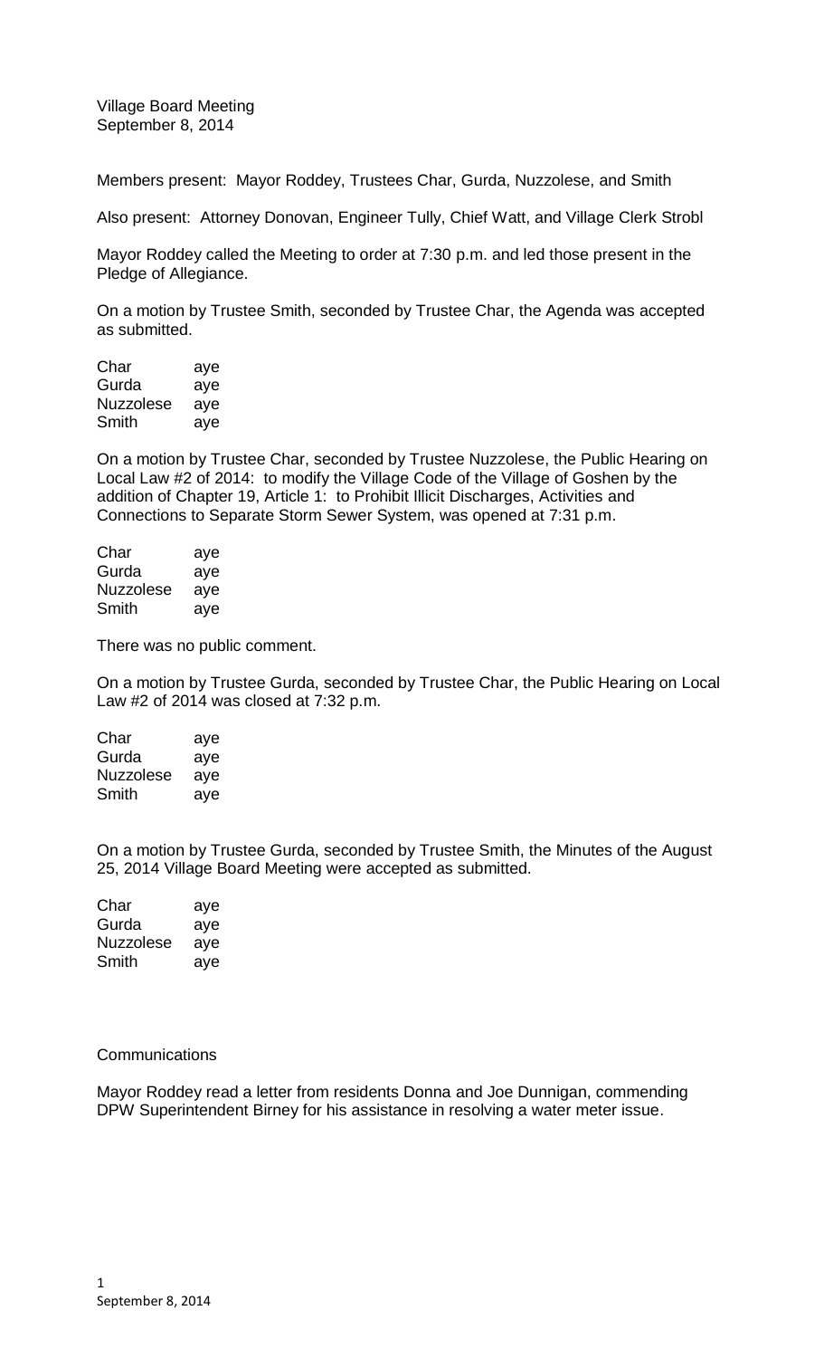Village Board Meeting
September 8, 2014

Members present: Mayor Roddey, Trustees Char, Gurda, Nuzzolese, and Smith

Also present: Attorney Donovan, Engineer Tully, Chief Watt, and Village Clerk Strobl

Mayor Roddey called the Meeting to order at 7:30 p.m. and led those present in the Pledge of Allegiance.

On a motion by Trustee Smith, seconded by Trustee Char, the Agenda was accepted as submitted.

| | |
|---|---|
| Char | aye |
| Gurda | aye |
| Nuzzolese | aye |
| Smith | aye |

On a motion by Trustee Char, seconded by Trustee Nuzzolese, the Public Hearing on Local Law #2 of 2014: to modify the Village Code of the Village of Goshen by the addition of Chapter 19, Article 1: to Prohibit Illicit Discharges, Activities and Connections to Separate Storm Sewer System, was opened at 7:31 p.m.

| | |
|---|---|
| Char | aye |
| Gurda | aye |
| Nuzzolese | aye |
| Smith | aye |

There was no public comment.

On a motion by Trustee Gurda, seconded by Trustee Char, the Public Hearing on Local Law #2 of 2014 was closed at 7:32 p.m.

| | |
|---|---|
| Char | aye |
| Gurda | aye |
| Nuzzolese | aye |
| Smith | aye |

On a motion by Trustee Gurda, seconded by Trustee Smith, the Minutes of the August 25, 2014 Village Board Meeting were accepted as submitted.

| | |
|---|---|
| Char | aye |
| Gurda | aye |
| Nuzzolese | aye |
| Smith | aye |

Communications

Mayor Roddey read a letter from residents Donna and Joe Dunnigan, commending DPW Superintendent Birney for his assistance in resolving a water meter issue.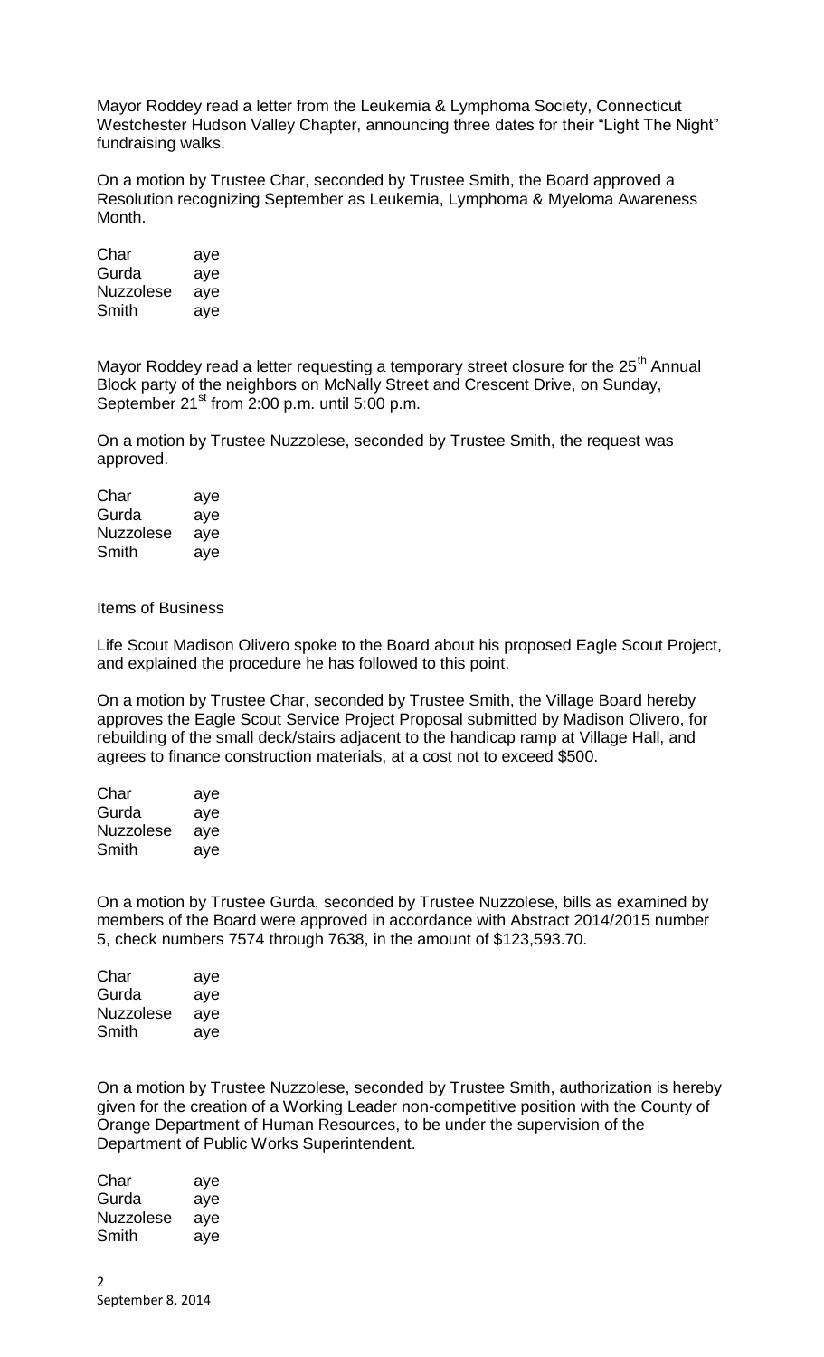Mayor Roddey read a letter from the Leukemia & Lymphoma Society, Connecticut Westchester Hudson Valley Chapter, announcing three dates for their "Light The Night" fundraising walks.

On a motion by Trustee Char, seconded by Trustee Smith, the Board approved a Resolution recognizing September as Leukemia, Lymphoma & Myeloma Awareness Month.

| | |
|---|---|
| Char | aye |
| Gurda | aye |
| Nuzzolese | aye |
| Smith | aye |

Mayor Roddey read a letter requesting a temporary street closure for the 25th Annual Block party of the neighbors on McNally Street and Crescent Drive, on Sunday, September 21st from 2:00 p.m. until 5:00 p.m.

On a motion by Trustee Nuzzolese, seconded by Trustee Smith, the request was approved.

| | |
|---|---|
| Char | aye |
| Gurda | aye |
| Nuzzolese | aye |
| Smith | aye |

Items of Business

Life Scout Madison Olivero spoke to the Board about his proposed Eagle Scout Project, and explained the procedure he has followed to this point.

On a motion by Trustee Char, seconded by Trustee Smith, the Village Board hereby approves the Eagle Scout Service Project Proposal submitted by Madison Olivero, for rebuilding of the small deck/stairs adjacent to the handicap ramp at Village Hall, and agrees to finance construction materials, at a cost not to exceed $500.

| | |
|---|---|
| Char | aye |
| Gurda | aye |
| Nuzzolese | aye |
| Smith | aye |

On a motion by Trustee Gurda, seconded by Trustee Nuzzolese, bills as examined by members of the Board were approved in accordance with Abstract 2014/2015 number 5, check numbers 7574 through 7638, in the amount of $123,593.70.

| | |
|---|---|
| Char | aye |
| Gurda | aye |
| Nuzzolese | aye |
| Smith | aye |

On a motion by Trustee Nuzzolese, seconded by Trustee Smith, authorization is hereby given for the creation of a Working Leader non-competitive position with the County of Orange Department of Human Resources, to be under the supervision of the Department of Public Works Superintendent.

| | |
|---|---|
| Char | aye |
| Gurda | aye |
| Nuzzolese | aye |
| Smith | aye |

September 8, 2014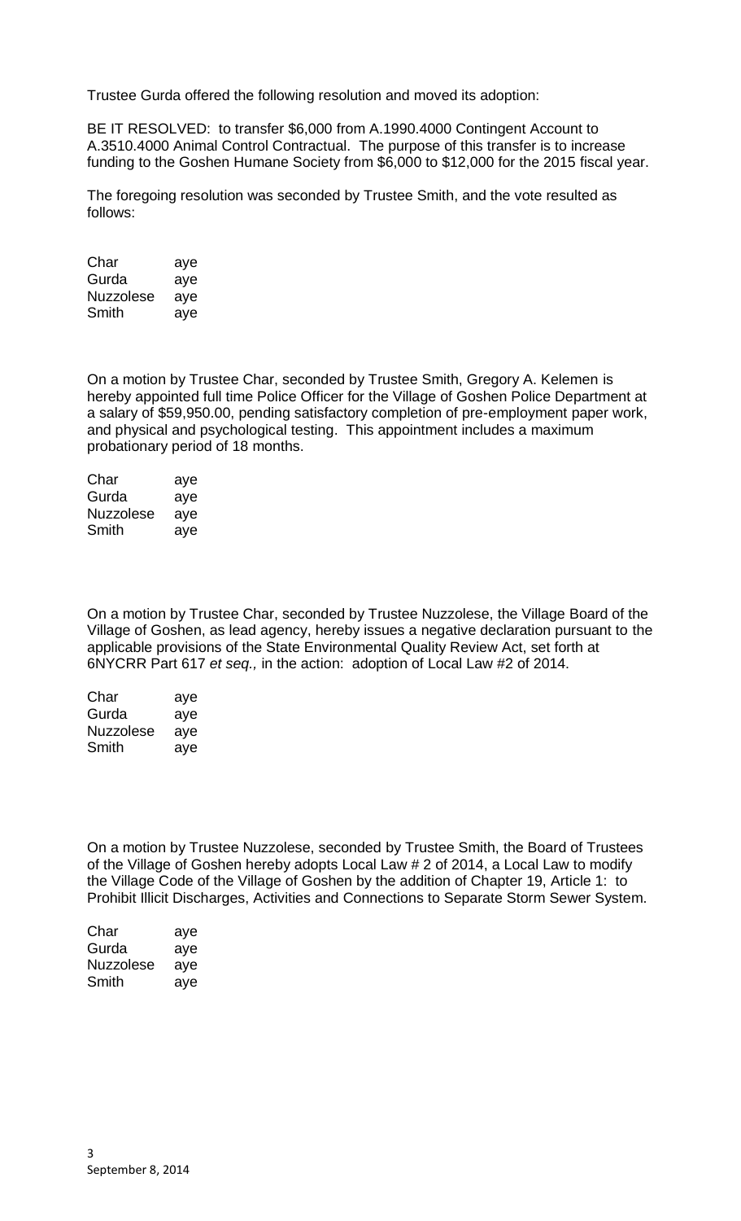Trustee Gurda offered the following resolution and moved its adoption:

BE IT RESOLVED: to transfer $6,000 from A.1990.4000 Contingent Account to A.3510.4000 Animal Control Contractual. The purpose of this transfer is to increase funding to the Goshen Humane Society from $6,000 to $12,000 for the 2015 fiscal year.

The foregoing resolution was seconded by Trustee Smith, and the vote resulted as follows:

| | |
|---|---|
| Char | aye |
| Gurda | aye |
| Nuzzolese | aye |
| Smith | aye |

On a motion by Trustee Char, seconded by Trustee Smith, Gregory A. Kelemen is hereby appointed full time Police Officer for the Village of Goshen Police Department at a salary of $59,950.00, pending satisfactory completion of pre-employment paper work, and physical and psychological testing. This appointment includes a maximum probationary period of 18 months.

| | |
|---|---|
| Char | aye |
| Gurda | aye |
| Nuzzolese | aye |
| Smith | aye |

On a motion by Trustee Char, seconded by Trustee Nuzzolese, the Village Board of the Village of Goshen, as lead agency, hereby issues a negative declaration pursuant to the applicable provisions of the State Environmental Quality Review Act, set forth at 6NYCRR Part 617 *et seq.,* in the action: adoption of Local Law #2 of 2014.

| | |
|---|---|
| Char | aye |
| Gurda | aye |
| Nuzzolese | aye |
| Smith | aye |

On a motion by Trustee Nuzzolese, seconded by Trustee Smith, the Board of Trustees of the Village of Goshen hereby adopts Local Law # 2 of 2014, a Local Law to modify the Village Code of the Village of Goshen by the addition of Chapter 19, Article 1: to Prohibit Illicit Discharges, Activities and Connections to Separate Storm Sewer System.

| | |
|---|---|
| Char | aye |
| Gurda | aye |
| Nuzzolese | aye |
| Smith | aye |

September 8, 2014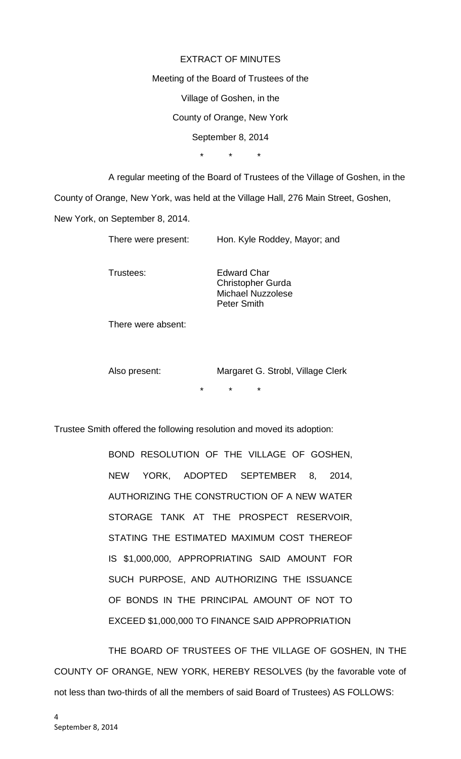EXTRACT OF MINUTES

Meeting of the Board of Trustees of the

Village of Goshen, in the

County of Orange, New York

September 8, 2014

\*        \*        \*

A regular meeting of the Board of Trustees of the Village of Goshen, in the County of Orange, New York, was held at the Village Hall, 276 Main Street, Goshen, New York, on September 8, 2014.

There were present: Hon. Kyle Roddey, Mayor; and

Trustees:

Edward Char
Christopher Gurda
Michael Nuzzolese
Peter Smith

There were absent:

Also present: Margaret G. Strobl, Village Clerk

\*        \*        \*

Trustee Smith offered the following resolution and moved its adoption:

BOND RESOLUTION OF THE VILLAGE OF GOSHEN, NEW YORK, ADOPTED SEPTEMBER 8, 2014, AUTHORIZING THE CONSTRUCTION OF A NEW WATER STORAGE TANK AT THE PROSPECT RESERVOIR, STATING THE ESTIMATED MAXIMUM COST THEREOF IS $1,000,000, APPROPRIATING SAID AMOUNT FOR SUCH PURPOSE, AND AUTHORIZING THE ISSUANCE OF BONDS IN THE PRINCIPAL AMOUNT OF NOT TO EXCEED $1,000,000 TO FINANCE SAID APPROPRIATION

THE BOARD OF TRUSTEES OF THE VILLAGE OF GOSHEN, IN THE COUNTY OF ORANGE, NEW YORK, HEREBY RESOLVES (by the favorable vote of not less than two-thirds of all the members of said Board of Trustees) AS FOLLOWS: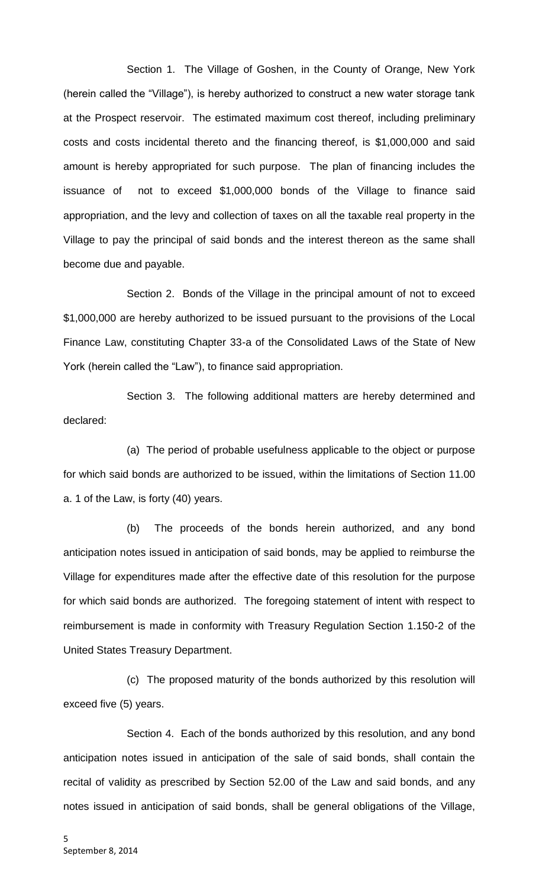Section 1. The Village of Goshen, in the County of Orange, New York (herein called the "Village"), is hereby authorized to construct a new water storage tank at the Prospect reservoir. The estimated maximum cost thereof, including preliminary costs and costs incidental thereto and the financing thereof, is $1,000,000 and said amount is hereby appropriated for such purpose. The plan of financing includes the issuance of not to exceed $1,000,000 bonds of the Village to finance said appropriation, and the levy and collection of taxes on all the taxable real property in the Village to pay the principal of said bonds and the interest thereon as the same shall become due and payable.

Section 2. Bonds of the Village in the principal amount of not to exceed $1,000,000 are hereby authorized to be issued pursuant to the provisions of the Local Finance Law, constituting Chapter 33-a of the Consolidated Laws of the State of New York (herein called the "Law"), to finance said appropriation.

Section 3. The following additional matters are hereby determined and declared:

(a) The period of probable usefulness applicable to the object or purpose for which said bonds are authorized to be issued, within the limitations of Section 11.00 a. 1 of the Law, is forty (40) years.

(b) The proceeds of the bonds herein authorized, and any bond anticipation notes issued in anticipation of said bonds, may be applied to reimburse the Village for expenditures made after the effective date of this resolution for the purpose for which said bonds are authorized. The foregoing statement of intent with respect to reimbursement is made in conformity with Treasury Regulation Section 1.150-2 of the United States Treasury Department.

(c) The proposed maturity of the bonds authorized by this resolution will exceed five (5) years.

Section 4. Each of the bonds authorized by this resolution, and any bond anticipation notes issued in anticipation of the sale of said bonds, shall contain the recital of validity as prescribed by Section 52.00 of the Law and said bonds, and any notes issued in anticipation of said bonds, shall be general obligations of the Village,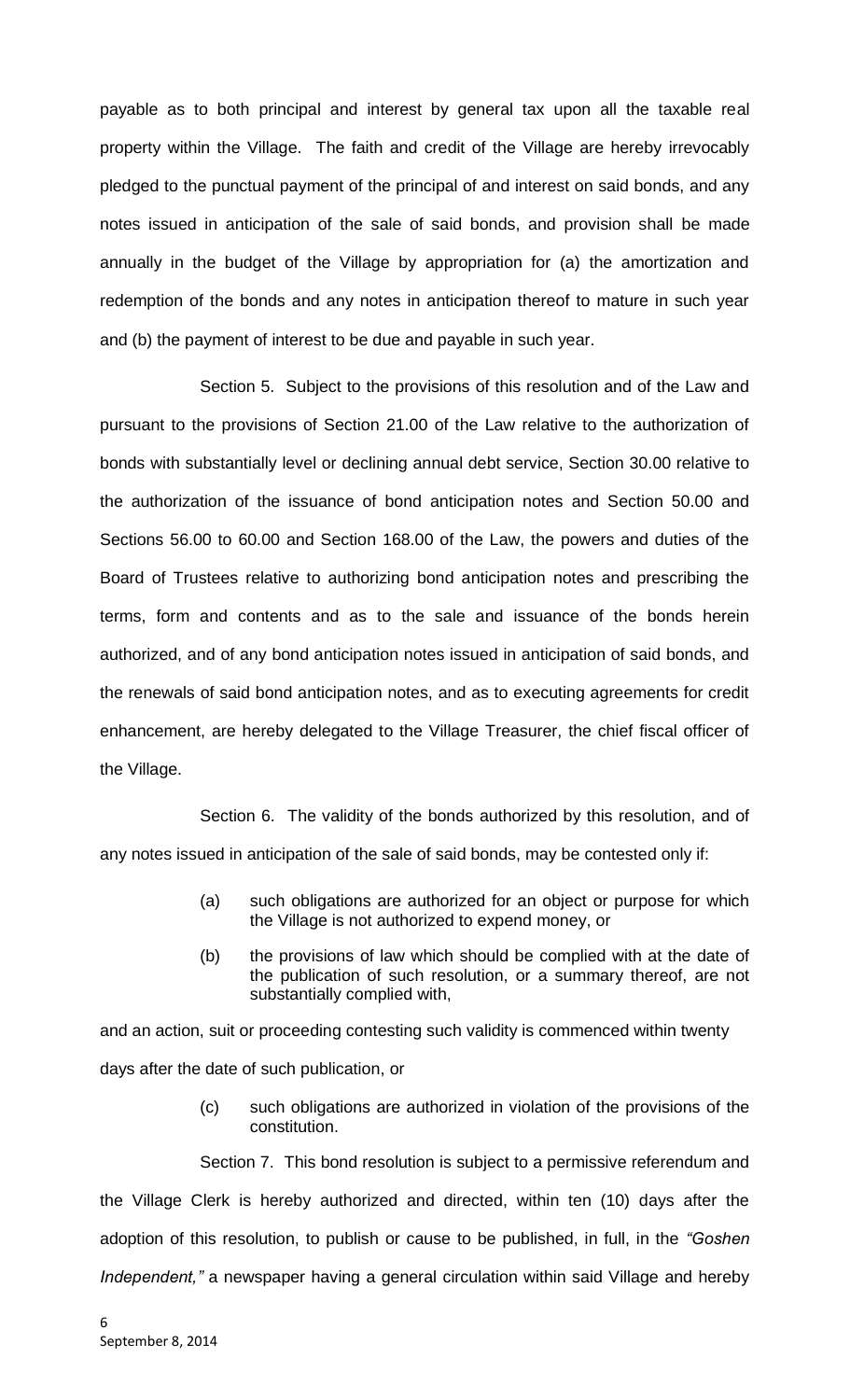payable as to both principal and interest by general tax upon all the taxable real property within the Village. The faith and credit of the Village are hereby irrevocably pledged to the punctual payment of the principal of and interest on said bonds, and any notes issued in anticipation of the sale of said bonds, and provision shall be made annually in the budget of the Village by appropriation for (a) the amortization and redemption of the bonds and any notes in anticipation thereof to mature in such year and (b) the payment of interest to be due and payable in such year.

Section 5. Subject to the provisions of this resolution and of the Law and pursuant to the provisions of Section 21.00 of the Law relative to the authorization of bonds with substantially level or declining annual debt service, Section 30.00 relative to the authorization of the issuance of bond anticipation notes and Section 50.00 and Sections 56.00 to 60.00 and Section 168.00 of the Law, the powers and duties of the Board of Trustees relative to authorizing bond anticipation notes and prescribing the terms, form and contents and as to the sale and issuance of the bonds herein authorized, and of any bond anticipation notes issued in anticipation of said bonds, and the renewals of said bond anticipation notes, and as to executing agreements for credit enhancement, are hereby delegated to the Village Treasurer, the chief fiscal officer of the Village.

Section 6. The validity of the bonds authorized by this resolution, and of any notes issued in anticipation of the sale of said bonds, may be contested only if:

(a) such obligations are authorized for an object or purpose for which the Village is not authorized to expend money, or

(b) the provisions of law which should be complied with at the date of the publication of such resolution, or a summary thereof, are not substantially complied with,

and an action, suit or proceeding contesting such validity is commenced within twenty days after the date of such publication, or

(c) such obligations are authorized in violation of the provisions of the constitution.

Section 7. This bond resolution is subject to a permissive referendum and the Village Clerk is hereby authorized and directed, within ten (10) days after the adoption of this resolution, to publish or cause to be published, in full, in the *"Goshen Independent,"* a newspaper having a general circulation within said Village and hereby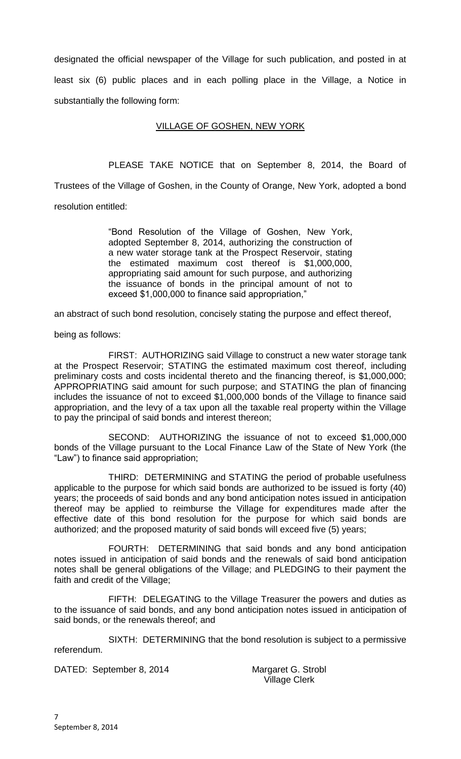designated the official newspaper of the Village for such publication, and posted in at least six (6) public places and in each polling place in the Village, a Notice in substantially the following form:

VILLAGE OF GOSHEN, NEW YORK

PLEASE TAKE NOTICE that on September 8, 2014, the Board of Trustees of the Village of Goshen, in the County of Orange, New York, adopted a bond resolution entitled:

> "Bond Resolution of the Village of Goshen, New York, adopted September 8, 2014, authorizing the construction of a new water storage tank at the Prospect Reservoir, stating the estimated maximum cost thereof is $1,000,000, appropriating said amount for such purpose, and authorizing the issuance of bonds in the principal amount of not to exceed $1,000,000 to finance said appropriation,"

an abstract of such bond resolution, concisely stating the purpose and effect thereof, being as follows:

FIRST: AUTHORIZING said Village to construct a new water storage tank at the Prospect Reservoir; STATING the estimated maximum cost thereof, including preliminary costs and costs incidental thereto and the financing thereof, is $1,000,000; APPROPRIATING said amount for such purpose; and STATING the plan of financing includes the issuance of not to exceed $1,000,000 bonds of the Village to finance said appropriation, and the levy of a tax upon all the taxable real property within the Village to pay the principal of said bonds and interest thereon;

SECOND: AUTHORIZING the issuance of not to exceed $1,000,000 bonds of the Village pursuant to the Local Finance Law of the State of New York (the "Law") to finance said appropriation;

THIRD: DETERMINING and STATING the period of probable usefulness applicable to the purpose for which said bonds are authorized to be issued is forty (40) years; the proceeds of said bonds and any bond anticipation notes issued in anticipation thereof may be applied to reimburse the Village for expenditures made after the effective date of this bond resolution for the purpose for which said bonds are authorized; and the proposed maturity of said bonds will exceed five (5) years;

FOURTH: DETERMINING that said bonds and any bond anticipation notes issued in anticipation of said bonds and the renewals of said bond anticipation notes shall be general obligations of the Village; and PLEDGING to their payment the faith and credit of the Village;

FIFTH: DELEGATING to the Village Treasurer the powers and duties as to the issuance of said bonds, and any bond anticipation notes issued in anticipation of said bonds, or the renewals thereof; and

SIXTH: DETERMINING that the bond resolution is subject to a permissive referendum.

DATED: September 8, 2014

Margaret G. Strobl
Village Clerk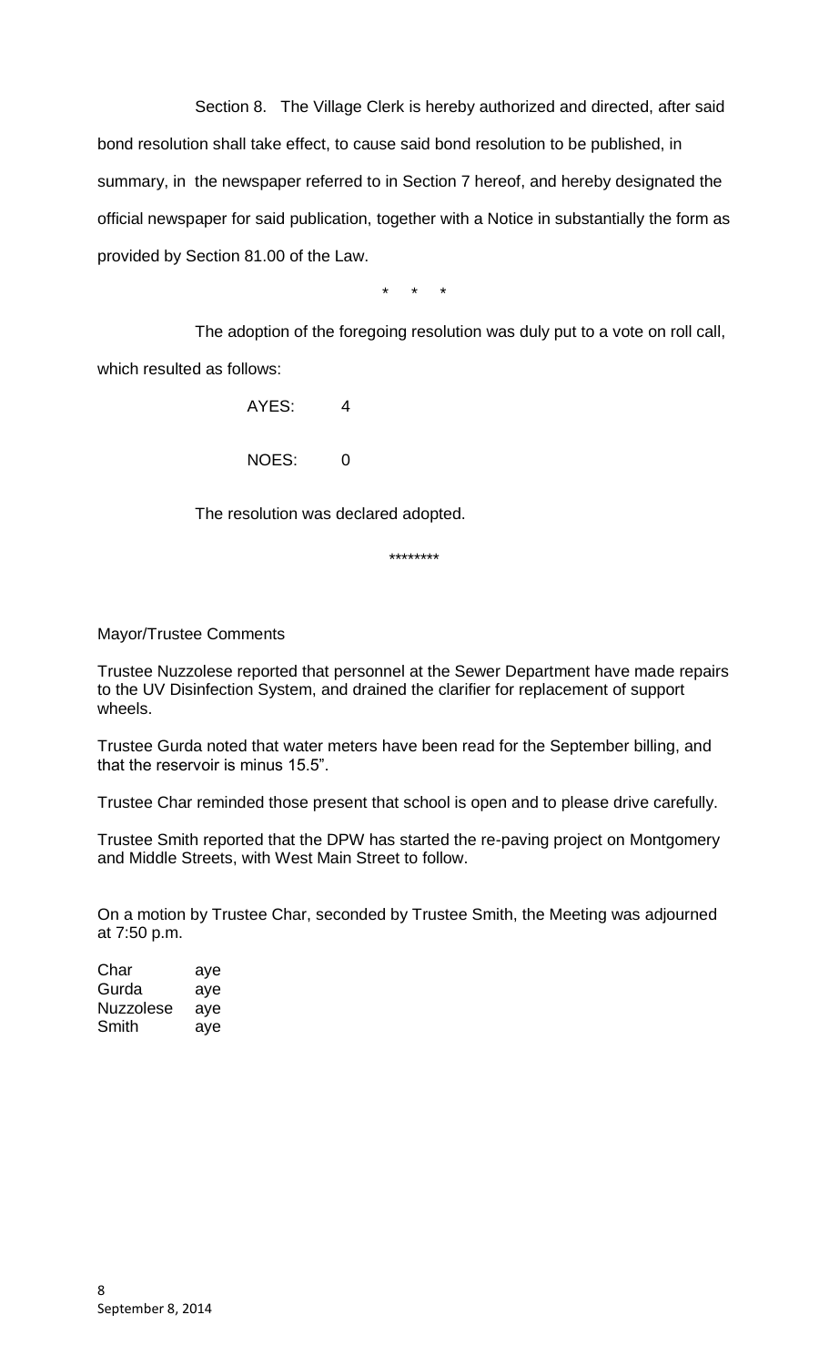Section 8. The Village Clerk is hereby authorized and directed, after said bond resolution shall take effect, to cause said bond resolution to be published, in summary, in the newspaper referred to in Section 7 hereof, and hereby designated the official newspaper for said publication, together with a Notice in substantially the form as provided by Section 81.00 of the Law.

\* \* \*

The adoption of the foregoing resolution was duly put to a vote on roll call, which resulted as follows:

AYES: 4

NOES: 0

The resolution was declared adopted.

\*\*\*\*\*\*\*\*

Mayor/Trustee Comments

Trustee Nuzzolese reported that personnel at the Sewer Department have made repairs to the UV Disinfection System, and drained the clarifier for replacement of support wheels.

Trustee Gurda noted that water meters have been read for the September billing, and that the reservoir is minus 15.5".

Trustee Char reminded those present that school is open and to please drive carefully.

Trustee Smith reported that the DPW has started the re-paving project on Montgomery and Middle Streets, with West Main Street to follow.

On a motion by Trustee Char, seconded by Trustee Smith, the Meeting was adjourned at 7:50 p.m.

| | |
|---|---|
| Char | aye |
| Gurda | aye |
| Nuzzolese | aye |
| Smith | aye |